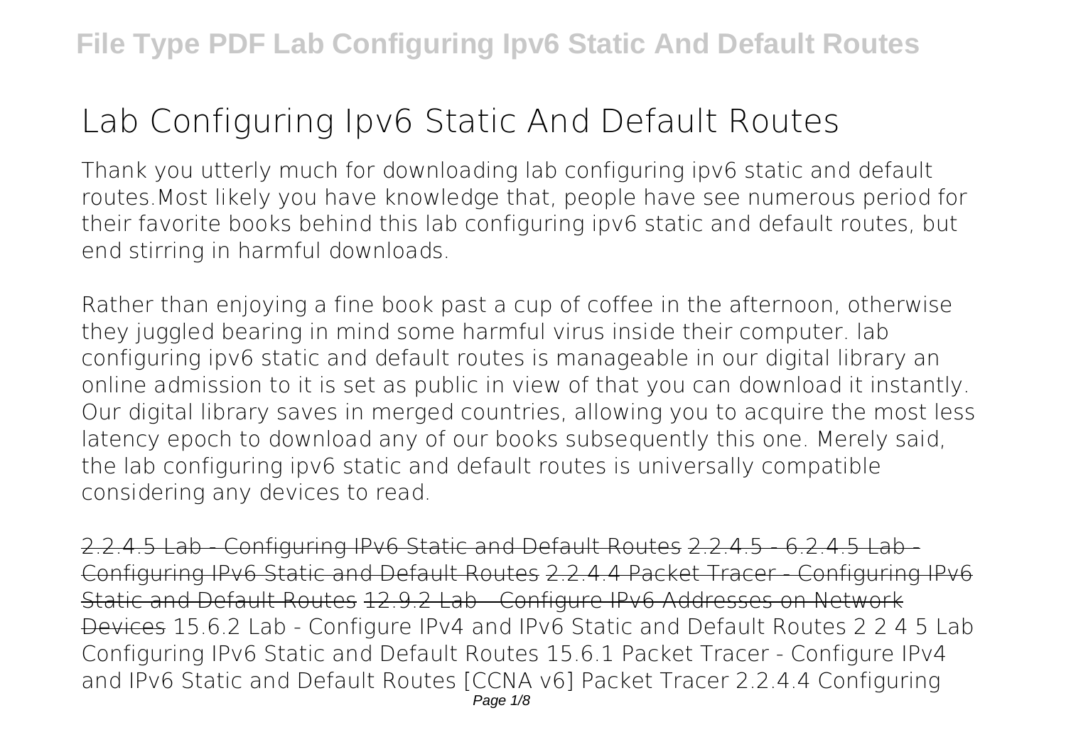# Lab Configuring Ipv6 Static And Default Routes

Thank you utterly much for downloading lab configuring ipv6 static and default routes.Most likely you have knowledge that, people have see numerous period for their favorite books behind this lab configuring ipv6 static and default routes, but end stirring in harmful downloads.

Rather than enjoying a fine book past a cup of coffee in the afternoon, otherwise they juggled bearing in mind some harmful virus inside their computer. lab configuring ipv6 static and default routes is manageable in our digital library an online admission to it is set as public in view of that you can download it instantly. Our digital library saves in merged countries, allowing you to acquire the most less latency epoch to download any of our books subsequently this one. Merely said, the lab configuring ipv6 static and default routes is universally compatible considering any devices to read.

2.2.4.5 Lab - Configuring IPv6 Static and Default Routes 2.2.4.5 - 6.2.4.5 Lab - Configuring IPv6 Static and Default Routes 2.2.4.4 Packet Tracer - Configuring IPv6 Static and Default Routes 12.9.2 Lab - Configure IPv6 Addresses on Network Devices 15.6.2 Lab - Configure IPv4 and IPv6 Static and Default Routes 2 2 4 5 Lab Configuring IPv6 Static and Default Routes 15.6.1 Packet Tracer - Configure IPv4 and IPv6 Static and Default Routes [CCNA v6] Packet Tracer 2.2.4.4 Configuring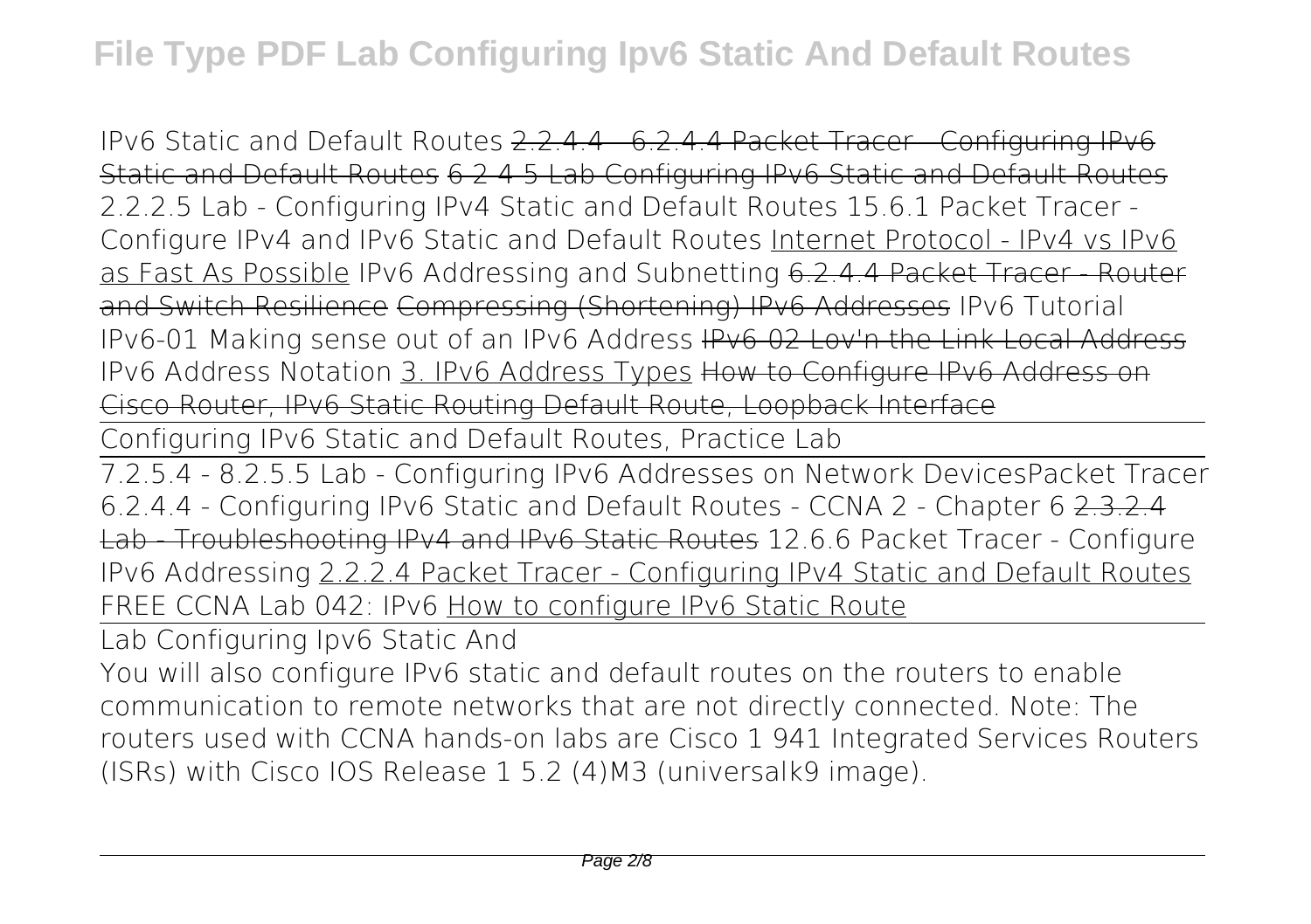IPv6 Static and Default Routes ~~2.2.4.4 - 6.2.4.4 Packet Tracer - Configuring IPv6 Static and Default Routes~~ ~~6 2 4 5 Lab Configuring IPv6 Static and Default Routes~~ *2.2.2.5 Lab - Configuring IPv4 Static and Default Routes* *15.6.1 Packet Tracer - Configure IPv4 and IPv6 Static and Default Routes* Internet Protocol - IPv4 vs IPv6 as Fast As Possible *IPv6 Addressing and Subnetting* ~~6.2.4.4 Packet Tracer - Router and Switch Resilience~~ ~~Compressing (Shortening) IPv6 Addresses~~ *IPv6 Tutorial* *IPv6-01 Making sense out of an IPv6 Address* ~~IPv6-02 Lov'n the Link Local Address~~ *IPv6 Address Notation* 3. IPv6 Address Types ~~How to Configure IPv6 Address on Cisco Router, IPv6 Static Routing Default Route, Loopback Interface~~

Configuring IPv6 Static and Default Routes, Practice Lab

7.2.5.4 - 8.2.5.5 Lab - Configuring IPv6 Addresses on Network Devices*Packet Tracer 6.2.4.4 - Configuring IPv6 Static and Default Routes - CCNA 2 - Chapter 6* ~~2.3.2.4 Lab - Troubleshooting IPv4 and IPv6 Static Routes~~ *12.6.6 Packet Tracer - Configure IPv6 Addressing* 2.2.2.4 Packet Tracer - Configuring IPv4 Static and Default Routes *FREE CCNA Lab 042: IPv6* How to configure IPv6 Static Route

Lab Configuring Ipv6 Static And

You will also configure IPv6 static and default routes on the routers to enable communication to remote networks that are not directly connected. Note: The routers used with CCNA hands-on labs are Cisco 1 941 Integrated Services Routers (ISRs) with Cisco IOS Release 1 5.2 (4)M3 (universalk9 image).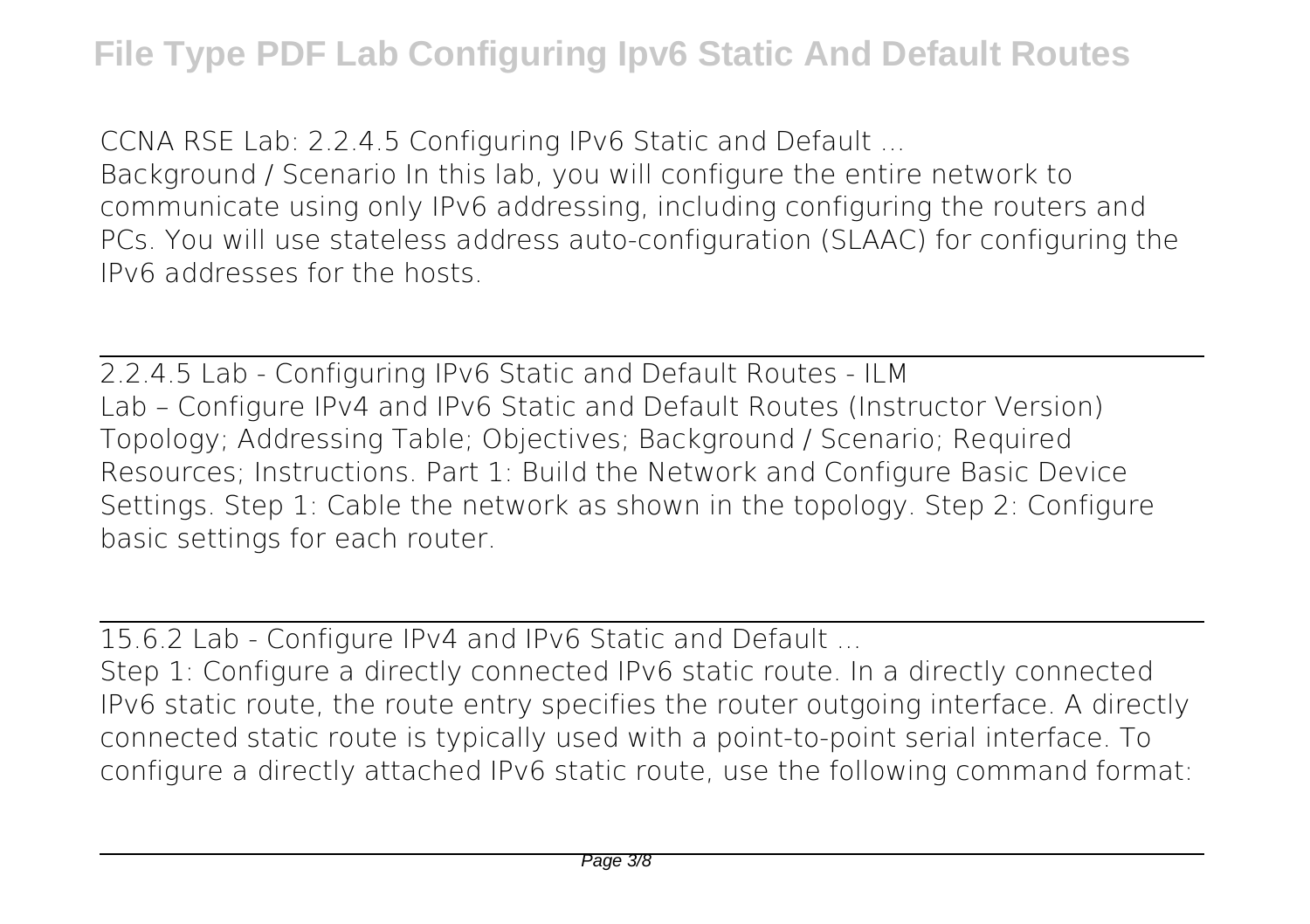CCNA RSE Lab: 2.2.4.5 Configuring IPv6 Static and Default ...

Background / Scenario In this lab, you will configure the entire network to communicate using only IPv6 addressing, including configuring the routers and PCs. You will use stateless address auto-configuration (SLAAC) for configuring the IPv6 addresses for the hosts.

## 2.2.4.5 Lab - Configuring IPv6 Static and Default Routes - ILM

Lab – Configure IPv4 and IPv6 Static and Default Routes (Instructor Version) Topology; Addressing Table; Objectives; Background / Scenario; Required Resources; Instructions. Part 1: Build the Network and Configure Basic Device Settings. Step 1: Cable the network as shown in the topology. Step 2: Configure basic settings for each router.

## 15.6.2 Lab - Configure IPv4 and IPv6 Static and Default ...

Step 1: Configure a directly connected IPv6 static route. In a directly connected IPv6 static route, the route entry specifies the router outgoing interface. A directly connected static route is typically used with a point-to-point serial interface. To configure a directly attached IPv6 static route, use the following command format: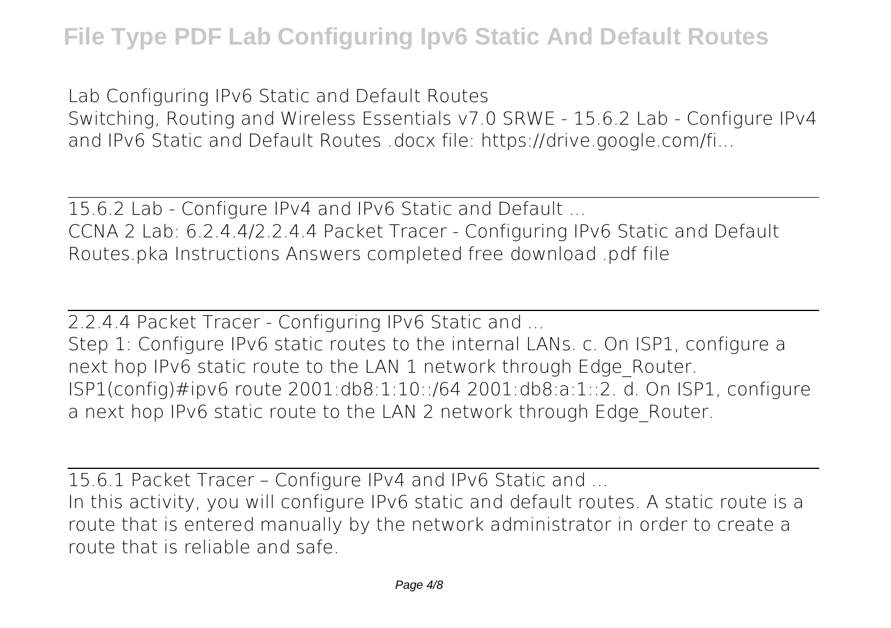Lab Configuring IPv6 Static and Default Routes

Switching, Routing and Wireless Essentials v7.0 SRWE - 15.6.2 Lab - Configure IPv4 and IPv6 Static and Default Routes .docx file: https://drive.google.com/fi...

## 15.6.2 Lab - Configure IPv4 and IPv6 Static and Default ...

CCNA 2 Lab: 6.2.4.4/2.2.4.4 Packet Tracer - Configuring IPv6 Static and Default Routes.pka Instructions Answers completed free download .pdf file

## 2.2.4.4 Packet Tracer - Configuring IPv6 Static and ...

Step 1: Configure IPv6 static routes to the internal LANs. c. On ISP1, configure a next hop IPv6 static route to the LAN 1 network through Edge_Router. ISP1(config)#ipv6 route 2001:db8:1:10::/64 2001:db8:a:1::2. d. On ISP1, configure a next hop IPv6 static route to the LAN 2 network through Edge_Router.

## 15.6.1 Packet Tracer – Configure IPv4 and IPv6 Static and ...

In this activity, you will configure IPv6 static and default routes. A static route is a route that is entered manually by the network administrator in order to create a route that is reliable and safe.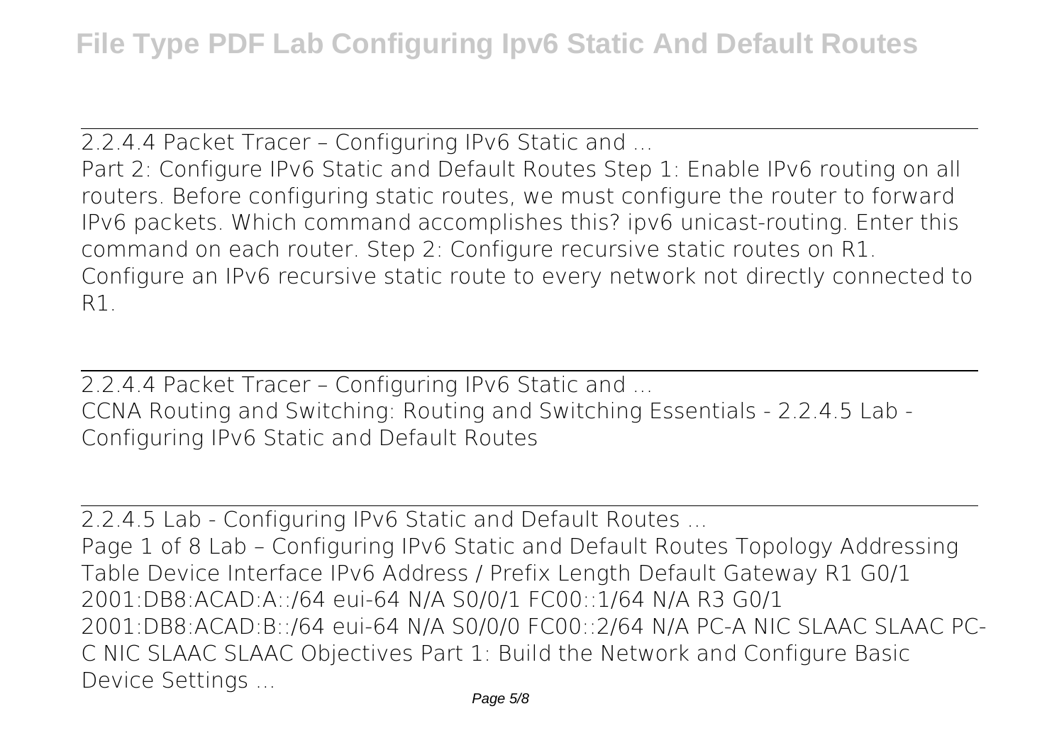2.2.4.4 Packet Tracer – Configuring IPv6 Static and ...

Part 2: Configure IPv6 Static and Default Routes Step 1: Enable IPv6 routing on all routers. Before configuring static routes, we must configure the router to forward IPv6 packets. Which command accomplishes this? ipv6 unicast-routing. Enter this command on each router. Step 2: Configure recursive static routes on R1. Configure an IPv6 recursive static route to every network not directly connected to R1.

2.2.4.4 Packet Tracer – Configuring IPv6 Static and ...

CCNA Routing and Switching: Routing and Switching Essentials - 2.2.4.5 Lab - Configuring IPv6 Static and Default Routes

2.2.4.5 Lab - Configuring IPv6 Static and Default Routes ...

Page 1 of 8 Lab – Configuring IPv6 Static and Default Routes Topology Addressing Table Device Interface IPv6 Address / Prefix Length Default Gateway R1 G0/1 2001:DB8:ACAD:A::/64 eui-64 N/A S0/0/1 FC00::1/64 N/A R3 G0/1 2001:DB8:ACAD:B::/64 eui-64 N/A S0/0/0 FC00::2/64 N/A PC-A NIC SLAAC SLAAC PC-C NIC SLAAC SLAAC Objectives Part 1: Build the Network and Configure Basic Device Settings ...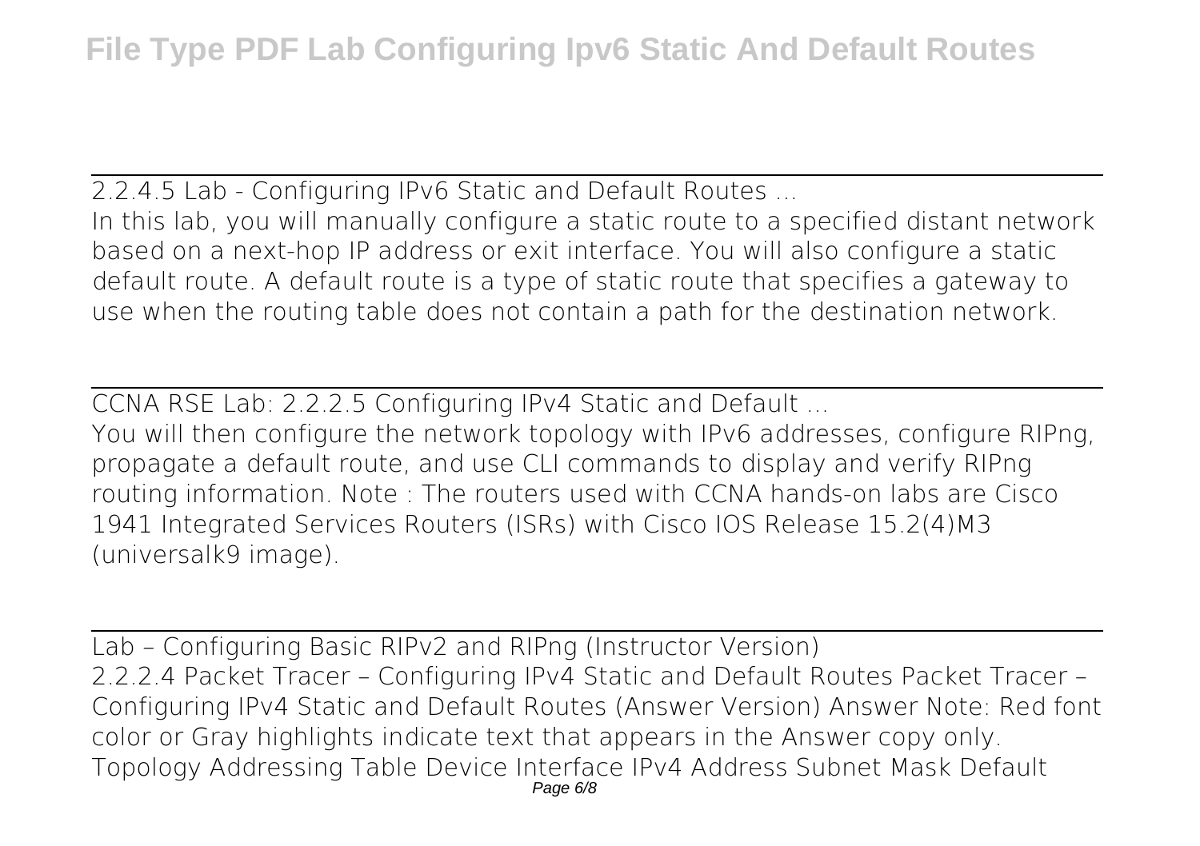## 2.2.4.5 Lab - Configuring IPv6 Static and Default Routes ...

In this lab, you will manually configure a static route to a specified distant network based on a next-hop IP address or exit interface. You will also configure a static default route. A default route is a type of static route that specifies a gateway to use when the routing table does not contain a path for the destination network.

## CCNA RSE Lab: 2.2.2.5 Configuring IPv4 Static and Default ...

You will then configure the network topology with IPv6 addresses, configure RIPng, propagate a default route, and use CLI commands to display and verify RIPng routing information. Note : The routers used with CCNA hands-on labs are Cisco 1941 Integrated Services Routers (ISRs) with Cisco IOS Release 15.2(4)M3 (universalk9 image).

## Lab – Configuring Basic RIPv2 and RIPng (Instructor Version)

2.2.2.4 Packet Tracer – Configuring IPv4 Static and Default Routes Packet Tracer – Configuring IPv4 Static and Default Routes (Answer Version) Answer Note: Red font color or Gray highlights indicate text that appears in the Answer copy only. Topology Addressing Table Device Interface IPv4 Address Subnet Mask Default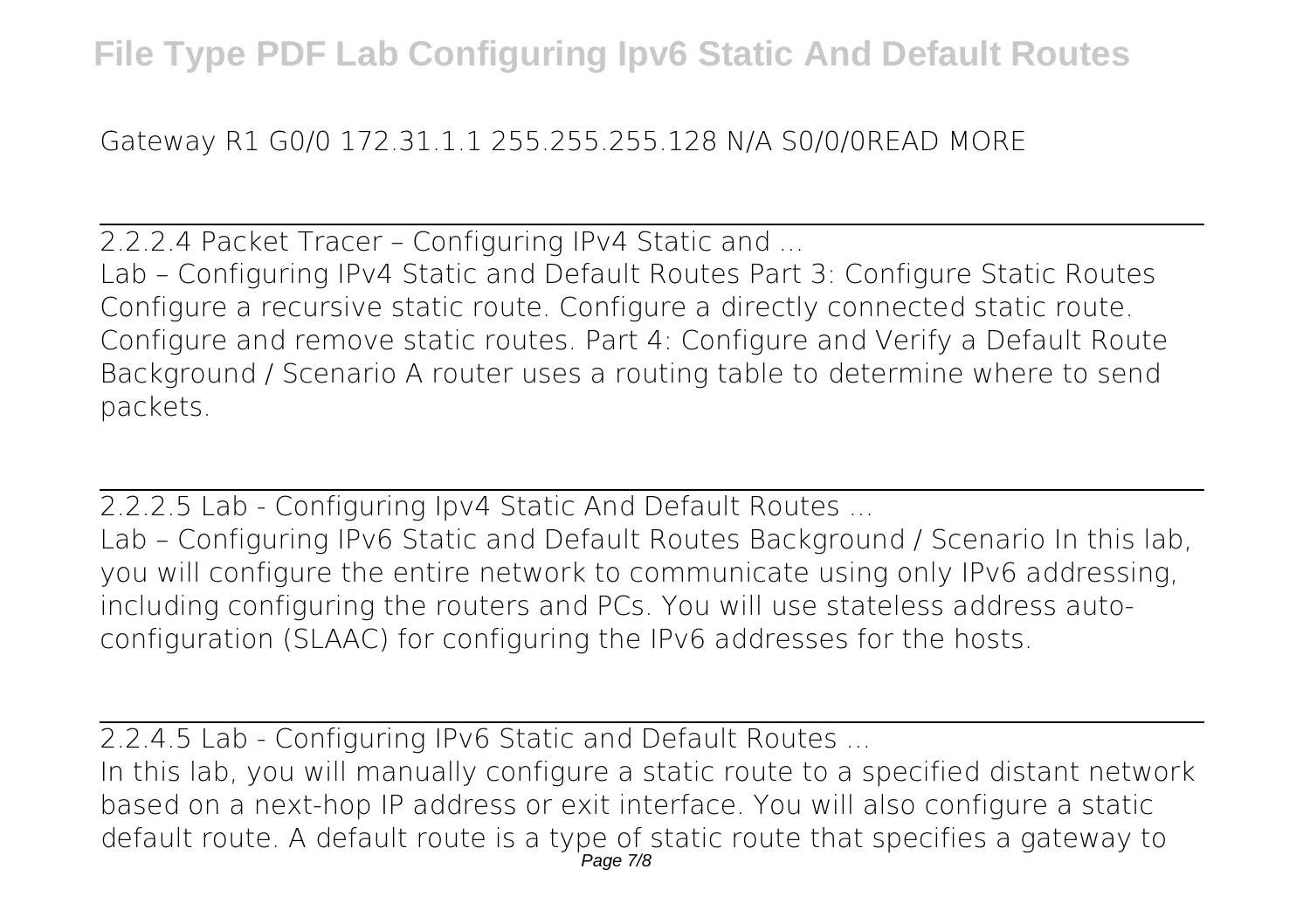Gateway R1 G0/0 172.31.1.1 255.255.255.128 N/A S0/0/0READ MORE

## 2.2.2.4 Packet Tracer – Configuring IPv4 Static and ...

Lab – Configuring IPv4 Static and Default Routes Part 3: Configure Static Routes Configure a recursive static route. Configure a directly connected static route. Configure and remove static routes. Part 4: Configure and Verify a Default Route Background / Scenario A router uses a routing table to determine where to send packets.

## 2.2.2.5 Lab - Configuring Ipv4 Static And Default Routes ...

Lab – Configuring IPv6 Static and Default Routes Background / Scenario In this lab, you will configure the entire network to communicate using only IPv6 addressing, including configuring the routers and PCs. You will use stateless address auto-configuration (SLAAC) for configuring the IPv6 addresses for the hosts.

## 2.2.4.5 Lab - Configuring IPv6 Static and Default Routes ...

In this lab, you will manually configure a static route to a specified distant network based on a next-hop IP address or exit interface. You will also configure a static default route. A default route is a type of static route that specifies a gateway to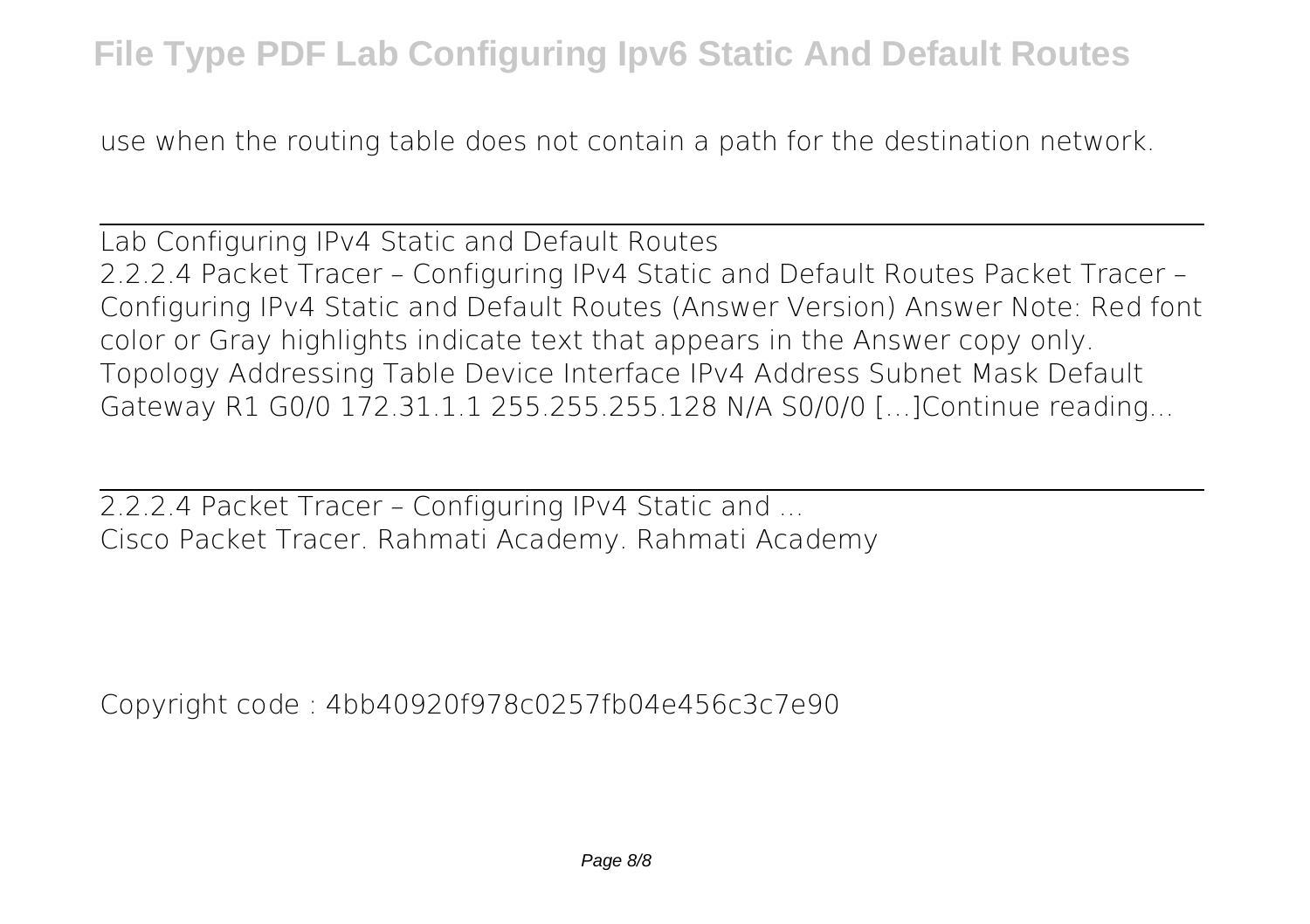use when the routing table does not contain a path for the destination network.

---

Lab Configuring IPv4 Static and Default Routes

2.2.2.4 Packet Tracer – Configuring IPv4 Static and Default Routes Packet Tracer – Configuring IPv4 Static and Default Routes (Answer Version) Answer Note: Red font color or Gray highlights indicate text that appears in the Answer copy only. Topology Addressing Table Device Interface IPv4 Address Subnet Mask Default Gateway R1 G0/0 172.31.1.1 255.255.255.128 N/A S0/0/0 […]Continue reading...

---

2.2.2.4 Packet Tracer – Configuring IPv4 Static and ...

Cisco Packet Tracer. Rahmati Academy. Rahmati Academy

Copyright code : 4bb40920f978c0257fb04e456c3c7e90